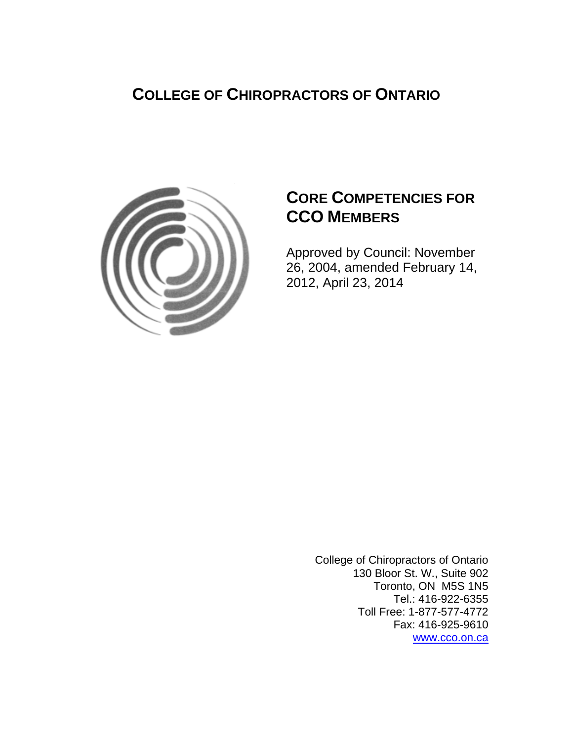# COLLEGE OF CHIROPRACTORS OF ONTARIO

## CORE COMPETENCIES FOR CCO MEMBERS

Approved by Council: November 26, 2004, amended February 14, 2012, April 23, 2014

College of Chiropractors of Ontario
130 Bloor St. W., Suite 902
Toronto, ON M5S 1N5
Tel.: 416-922-6355
Toll Free: 1-877-577-4772
Fax: 416-925-9610
www.cco.on.ca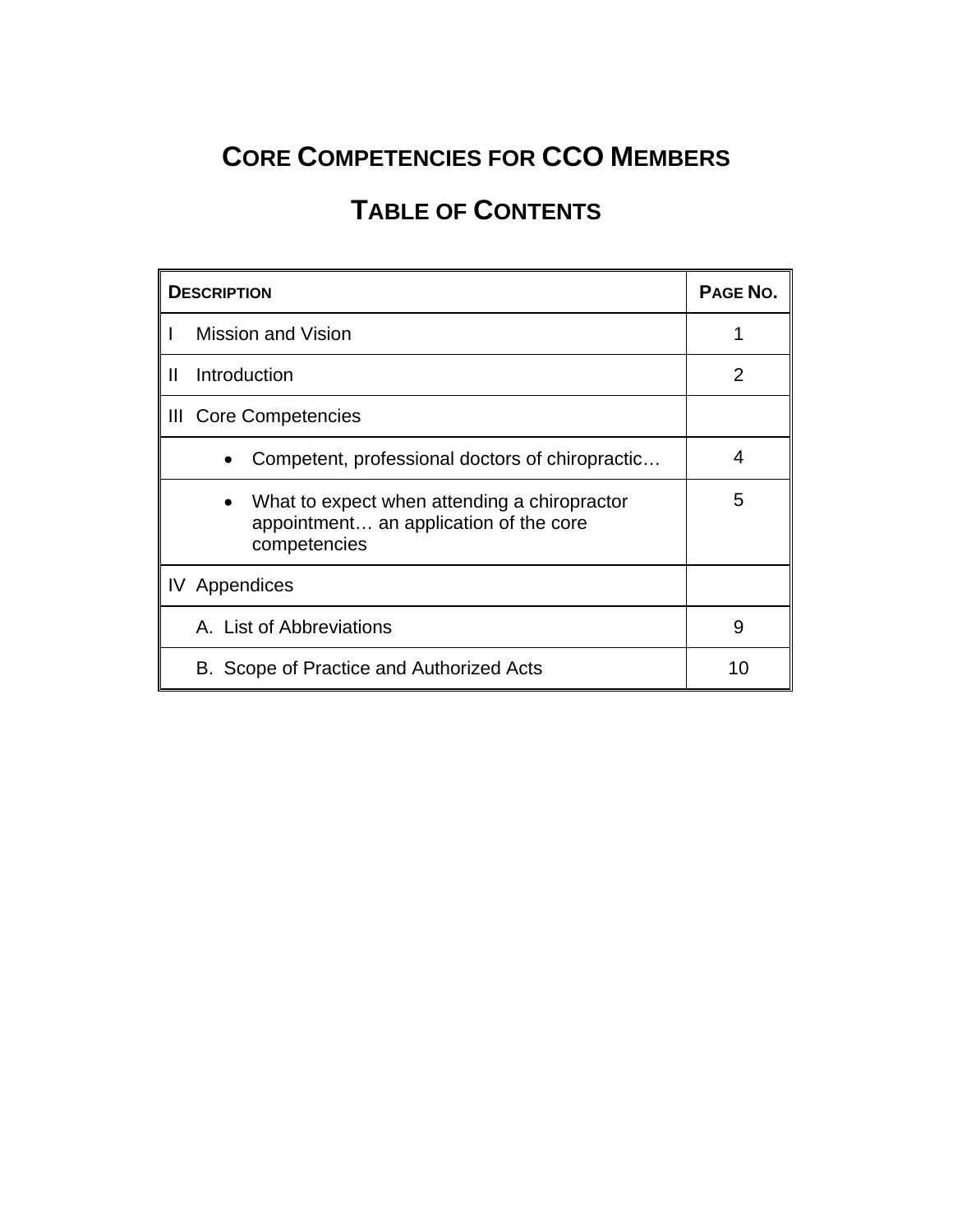# Core Competencies for CCO Members

## Table of Contents

| Description | Page No. |
|---|---|
| I Mission and Vision | 1 |
| II Introduction | 2 |
| III Core Competencies | |
| • Competent, professional doctors of chiropractic… | 4 |
| • What to expect when attending a chiropractor appointment… an application of the core competencies | 5 |
| IV Appendices | |
| A. List of Abbreviations | 9 |
| B. Scope of Practice and Authorized Acts | 10 |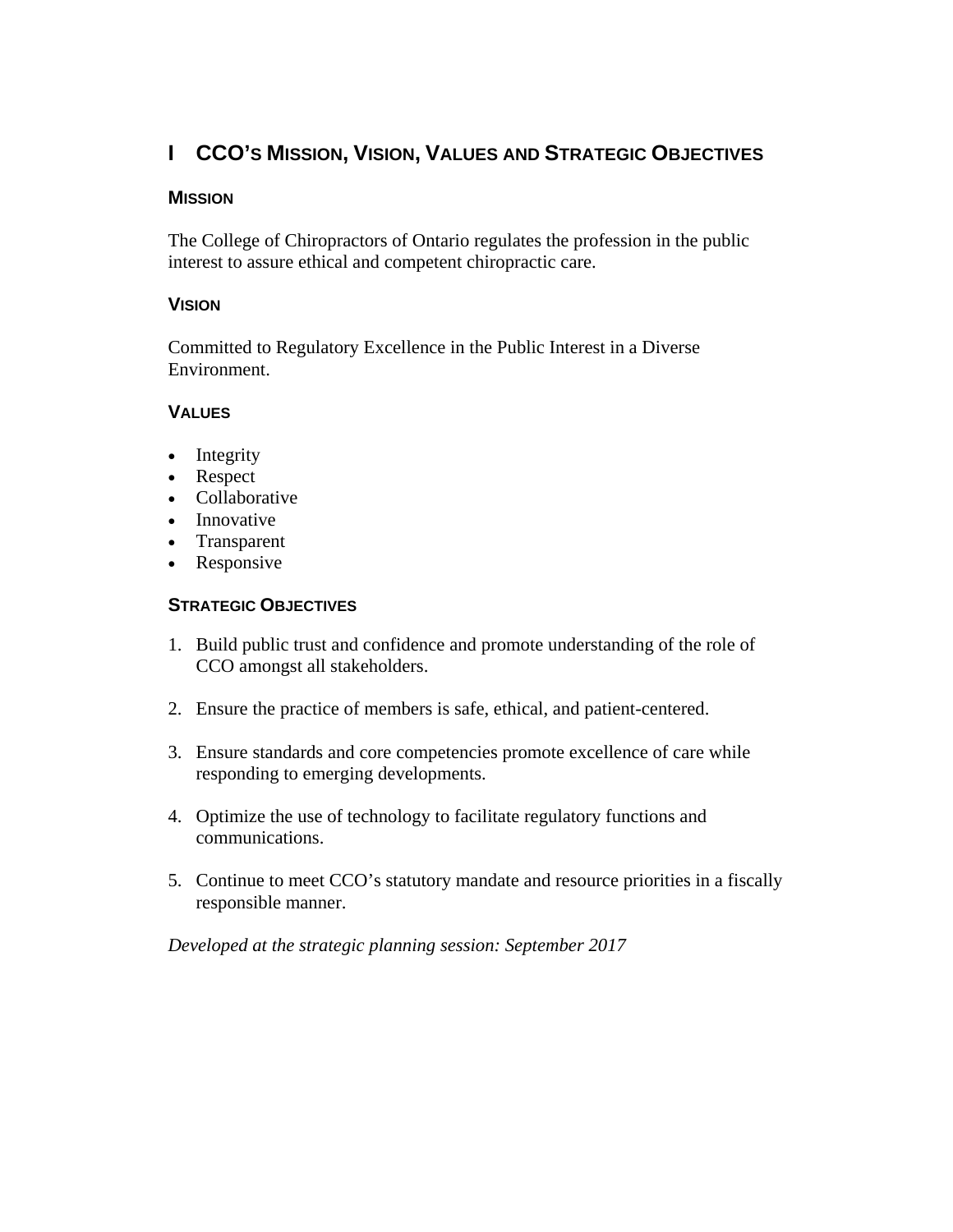# I CCO's Mission, Vision, Values and Strategic Objectives

## Mission

The College of Chiropractors of Ontario regulates the profession in the public interest to assure ethical and competent chiropractic care.

## Vision

Committed to Regulatory Excellence in the Public Interest in a Diverse Environment.

## Values

- Integrity
- Respect
- Collaborative
- Innovative
- Transparent
- Responsive

## Strategic Objectives

1. Build public trust and confidence and promote understanding of the role of CCO amongst all stakeholders.
2. Ensure the practice of members is safe, ethical, and patient-centered.
3. Ensure standards and core competencies promote excellence of care while responding to emerging developments.
4. Optimize the use of technology to facilitate regulatory functions and communications.
5. Continue to meet CCO's statutory mandate and resource priorities in a fiscally responsible manner.

*Developed at the strategic planning session: September 2017*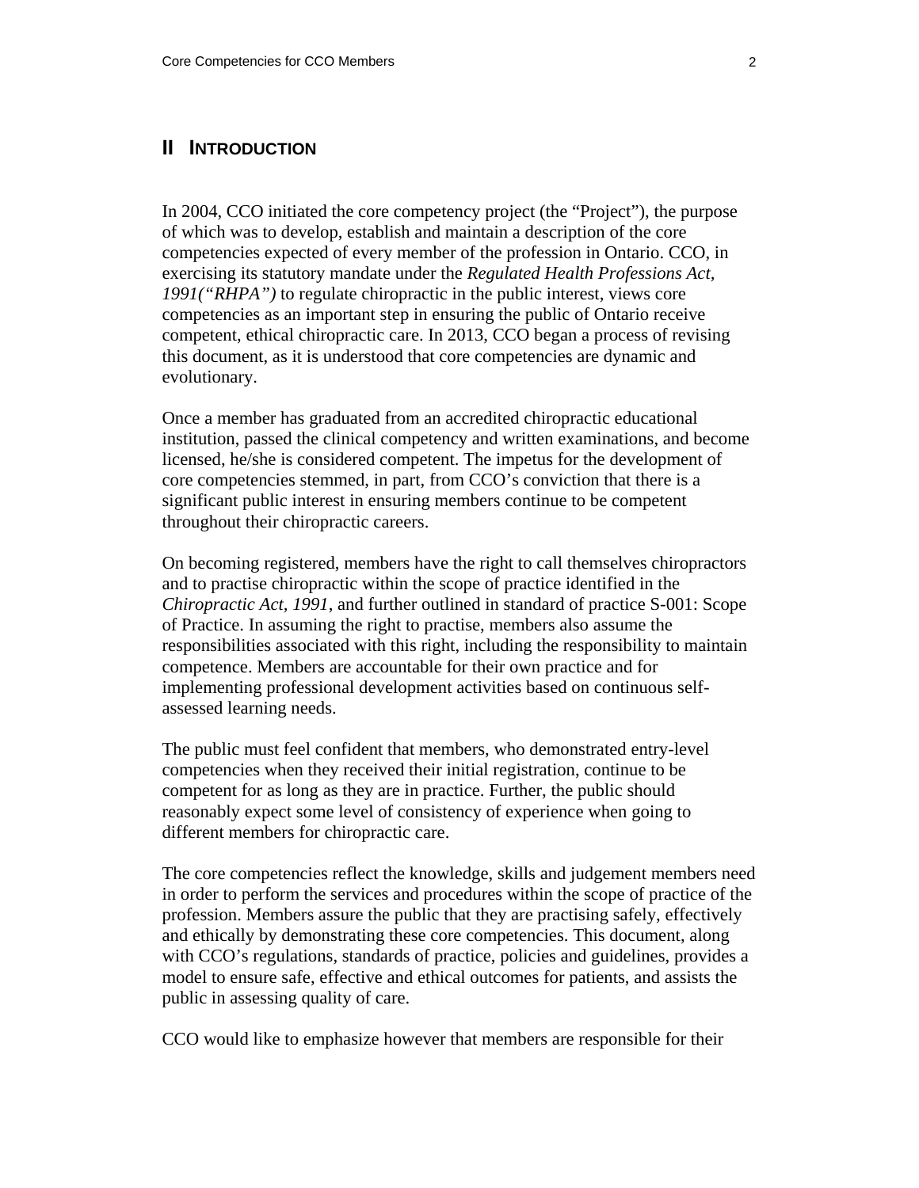## II INTRODUCTION

In 2004, CCO initiated the core competency project (the "Project"), the purpose of which was to develop, establish and maintain a description of the core competencies expected of every member of the profession in Ontario. CCO, in exercising its statutory mandate under the *Regulated Health Professions Act, 1991("RHPA")* to regulate chiropractic in the public interest, views core competencies as an important step in ensuring the public of Ontario receive competent, ethical chiropractic care. In 2013, CCO began a process of revising this document, as it is understood that core competencies are dynamic and evolutionary.

Once a member has graduated from an accredited chiropractic educational institution, passed the clinical competency and written examinations, and become licensed, he/she is considered competent. The impetus for the development of core competencies stemmed, in part, from CCO's conviction that there is a significant public interest in ensuring members continue to be competent throughout their chiropractic careers.

On becoming registered, members have the right to call themselves chiropractors and to practise chiropractic within the scope of practice identified in the *Chiropractic Act, 1991*, and further outlined in standard of practice S-001: Scope of Practice. In assuming the right to practise, members also assume the responsibilities associated with this right, including the responsibility to maintain competence. Members are accountable for their own practice and for implementing professional development activities based on continuous self-assessed learning needs.

The public must feel confident that members, who demonstrated entry-level competencies when they received their initial registration, continue to be competent for as long as they are in practice. Further, the public should reasonably expect some level of consistency of experience when going to different members for chiropractic care.

The core competencies reflect the knowledge, skills and judgement members need in order to perform the services and procedures within the scope of practice of the profession. Members assure the public that they are practising safely, effectively and ethically by demonstrating these core competencies. This document, along with CCO's regulations, standards of practice, policies and guidelines, provides a model to ensure safe, effective and ethical outcomes for patients, and assists the public in assessing quality of care.

CCO would like to emphasize however that members are responsible for their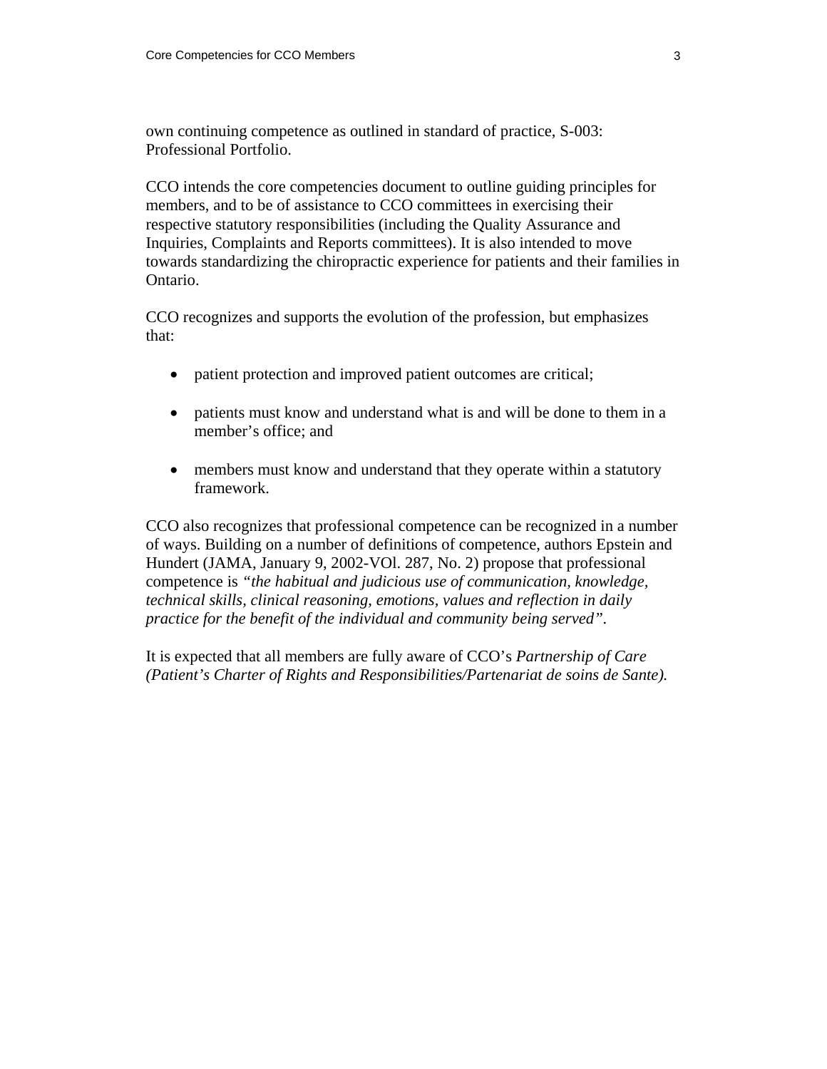own continuing competence as outlined in standard of practice, S-003: Professional Portfolio.

CCO intends the core competencies document to outline guiding principles for members, and to be of assistance to CCO committees in exercising their respective statutory responsibilities (including the Quality Assurance and Inquiries, Complaints and Reports committees). It is also intended to move towards standardizing the chiropractic experience for patients and their families in Ontario.

CCO recognizes and supports the evolution of the profession, but emphasizes that:

- patient protection and improved patient outcomes are critical;
- patients must know and understand what is and will be done to them in a member's office; and
- members must know and understand that they operate within a statutory framework.

CCO also recognizes that professional competence can be recognized in a number of ways. Building on a number of definitions of competence, authors Epstein and Hundert (JAMA, January 9, 2002-VOl. 287, No. 2) propose that professional competence is *"the habitual and judicious use of communication, knowledge, technical skills, clinical reasoning, emotions, values and reflection in daily practice for the benefit of the individual and community being served"*.

It is expected that all members are fully aware of CCO's *Partnership of Care (Patient's Charter of Rights and Responsibilities/Partenariat de soins de Sante).*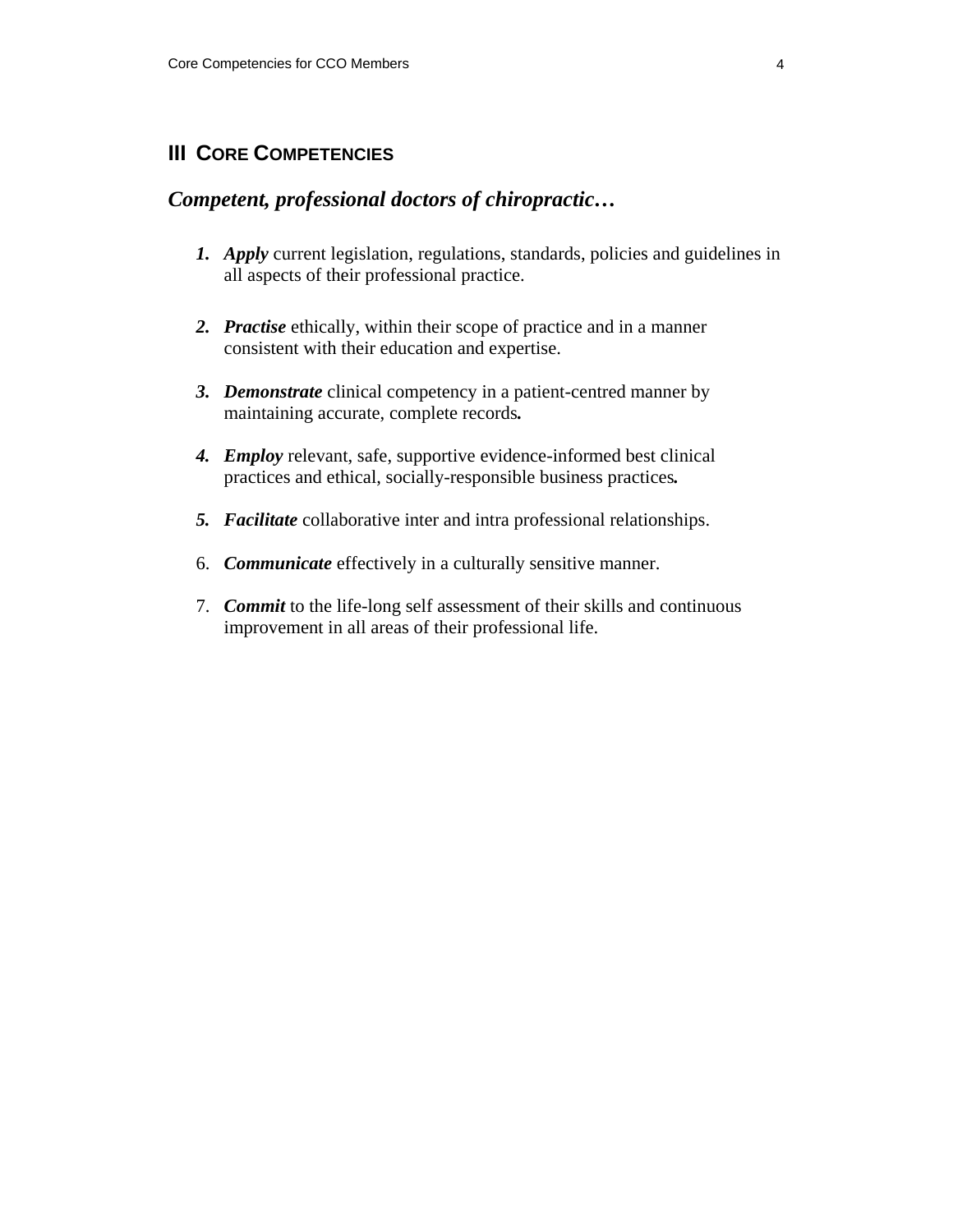## III CORE COMPETENCIES

### *Competent, professional doctors of chiropractic…*

1. ***Apply*** current legislation, regulations, standards, policies and guidelines in all aspects of their professional practice.

2. ***Practise*** ethically, within their scope of practice and in a manner consistent with their education and expertise.

3. ***Demonstrate*** clinical competency in a patient-centred manner by maintaining accurate, complete records.

4. ***Employ*** relevant, safe, supportive evidence-informed best clinical practices and ethical, socially-responsible business practices.

5. ***Facilitate*** collaborative inter and intra professional relationships.

6. ***Communicate*** effectively in a culturally sensitive manner.

7. ***Commit*** to the life-long self assessment of their skills and continuous improvement in all areas of their professional life.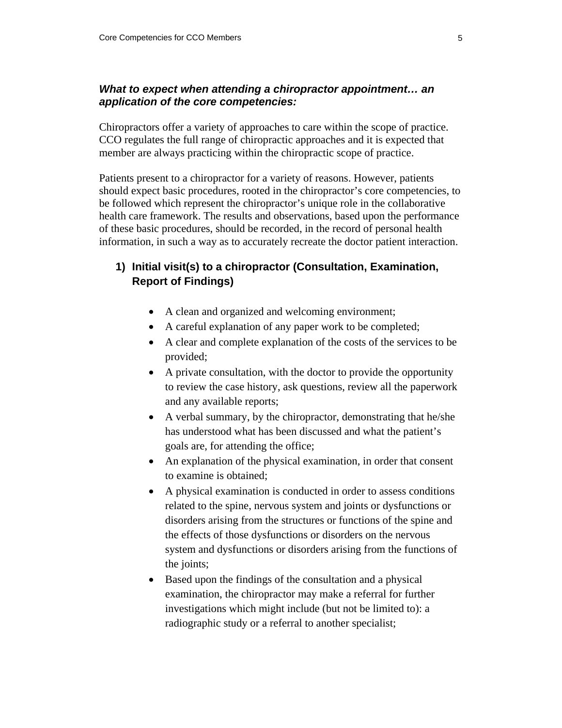***What to expect when attending a chiropractor appointment… an application of the core competencies:***

Chiropractors offer a variety of approaches to care within the scope of practice. CCO regulates the full range of chiropractic approaches and it is expected that member are always practicing within the chiropractic scope of practice.

Patients present to a chiropractor for a variety of reasons. However, patients should expect basic procedures, rooted in the chiropractor's core competencies, to be followed which represent the chiropractor's unique role in the collaborative health care framework. The results and observations, based upon the performance of these basic procedures, should be recorded, in the record of personal health information, in such a way as to accurately recreate the doctor patient interaction.

## 1) Initial visit(s) to a chiropractor (Consultation, Examination, Report of Findings)

- A clean and organized and welcoming environment;
- A careful explanation of any paper work to be completed;
- A clear and complete explanation of the costs of the services to be provided;
- A private consultation, with the doctor to provide the opportunity to review the case history, ask questions, review all the paperwork and any available reports;
- A verbal summary, by the chiropractor, demonstrating that he/she has understood what has been discussed and what the patient's goals are, for attending the office;
- An explanation of the physical examination, in order that consent to examine is obtained;
- A physical examination is conducted in order to assess conditions related to the spine, nervous system and joints or dysfunctions or disorders arising from the structures or functions of the spine and the effects of those dysfunctions or disorders on the nervous system and dysfunctions or disorders arising from the functions of the joints;
- Based upon the findings of the consultation and a physical examination, the chiropractor may make a referral for further investigations which might include (but not be limited to): a radiographic study or a referral to another specialist;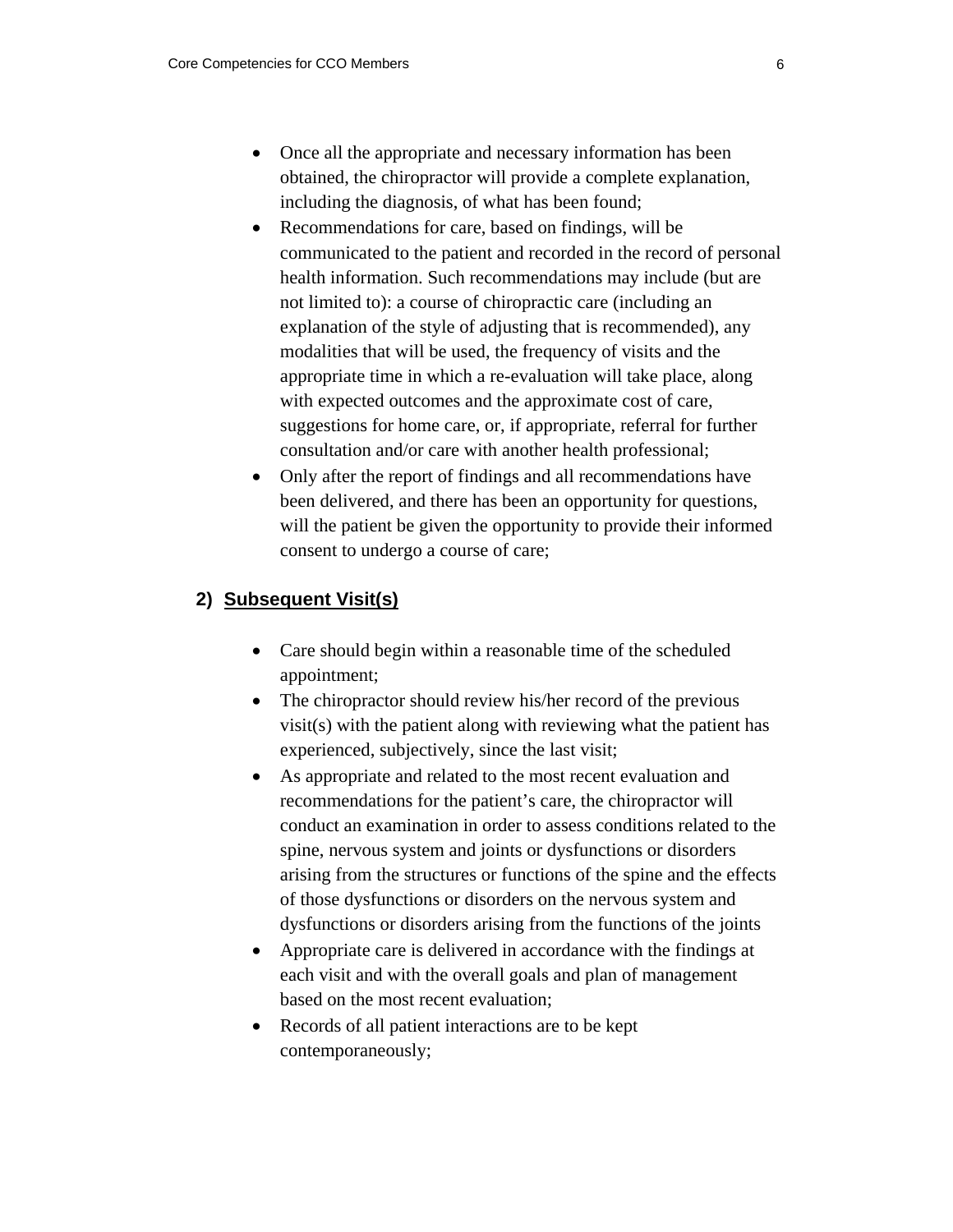- Once all the appropriate and necessary information has been obtained, the chiropractor will provide a complete explanation, including the diagnosis, of what has been found;
- Recommendations for care, based on findings, will be communicated to the patient and recorded in the record of personal health information. Such recommendations may include (but are not limited to): a course of chiropractic care (including an explanation of the style of adjusting that is recommended), any modalities that will be used, the frequency of visits and the appropriate time in which a re-evaluation will take place, along with expected outcomes and the approximate cost of care, suggestions for home care, or, if appropriate, referral for further consultation and/or care with another health professional;
- Only after the report of findings and all recommendations have been delivered, and there has been an opportunity for questions, will the patient be given the opportunity to provide their informed consent to undergo a course of care;

## 2) Subsequent Visit(s)

- Care should begin within a reasonable time of the scheduled appointment;
- The chiropractor should review his/her record of the previous visit(s) with the patient along with reviewing what the patient has experienced, subjectively, since the last visit;
- As appropriate and related to the most recent evaluation and recommendations for the patient's care, the chiropractor will conduct an examination in order to assess conditions related to the spine, nervous system and joints or dysfunctions or disorders arising from the structures or functions of the spine and the effects of those dysfunctions or disorders on the nervous system and dysfunctions or disorders arising from the functions of the joints
- Appropriate care is delivered in accordance with the findings at each visit and with the overall goals and plan of management based on the most recent evaluation;
- Records of all patient interactions are to be kept contemporaneously;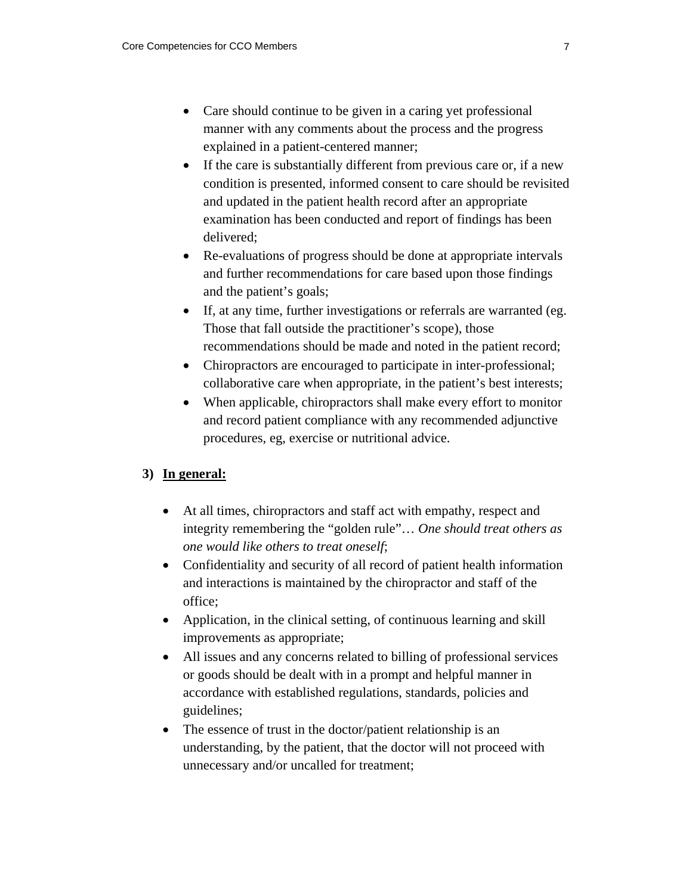- Care should continue to be given in a caring yet professional manner with any comments about the process and the progress explained in a patient-centered manner;
- If the care is substantially different from previous care or, if a new condition is presented, informed consent to care should be revisited and updated in the patient health record after an appropriate examination has been conducted and report of findings has been delivered;
- Re-evaluations of progress should be done at appropriate intervals and further recommendations for care based upon those findings and the patient's goals;
- If, at any time, further investigations or referrals are warranted (eg. Those that fall outside the practitioner's scope), those recommendations should be made and noted in the patient record;
- Chiropractors are encouraged to participate in inter-professional; collaborative care when appropriate, in the patient's best interests;
- When applicable, chiropractors shall make every effort to monitor and record patient compliance with any recommended adjunctive procedures, eg, exercise or nutritional advice.

**3) <u>In general:</u>**

- At all times, chiropractors and staff act with empathy, respect and integrity remembering the "golden rule"… *One should treat others as one would like others to treat oneself*;
- Confidentiality and security of all record of patient health information and interactions is maintained by the chiropractor and staff of the office;
- Application, in the clinical setting, of continuous learning and skill improvements as appropriate;
- All issues and any concerns related to billing of professional services or goods should be dealt with in a prompt and helpful manner in accordance with established regulations, standards, policies and guidelines;
- The essence of trust in the doctor/patient relationship is an understanding, by the patient, that the doctor will not proceed with unnecessary and/or uncalled for treatment;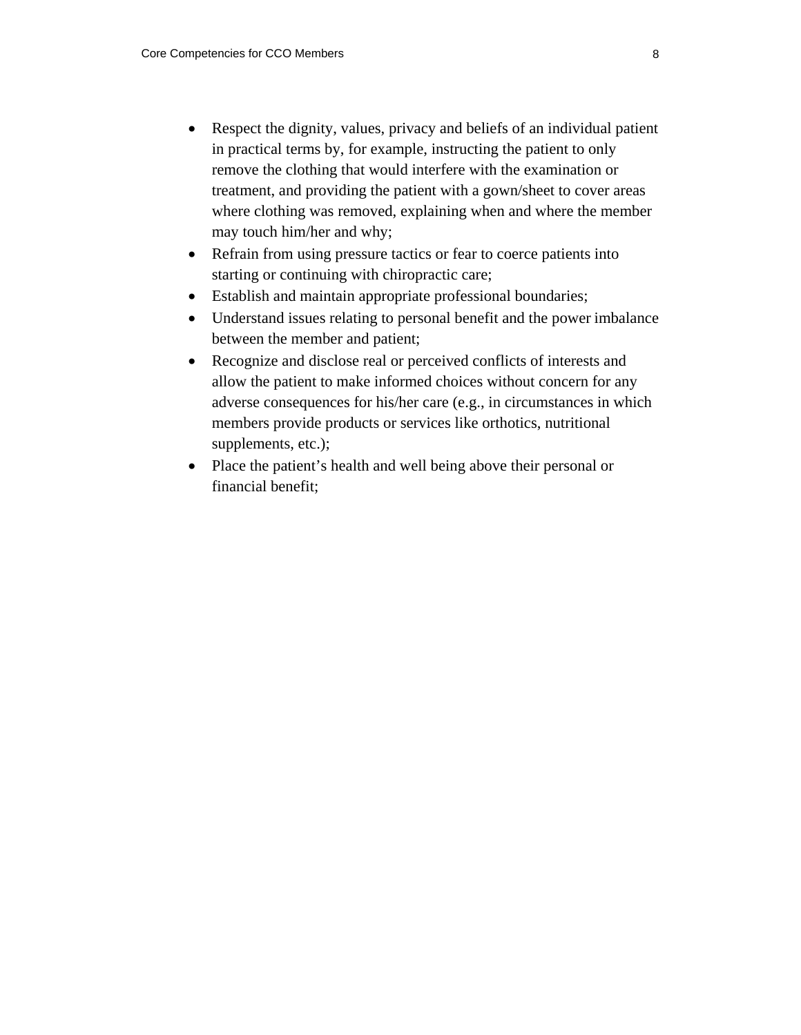- Respect the dignity, values, privacy and beliefs of an individual patient in practical terms by, for example, instructing the patient to only remove the clothing that would interfere with the examination or treatment, and providing the patient with a gown/sheet to cover areas where clothing was removed, explaining when and where the member may touch him/her and why;
- Refrain from using pressure tactics or fear to coerce patients into starting or continuing with chiropractic care;
- Establish and maintain appropriate professional boundaries;
- Understand issues relating to personal benefit and the power imbalance between the member and patient;
- Recognize and disclose real or perceived conflicts of interests and allow the patient to make informed choices without concern for any adverse consequences for his/her care (e.g., in circumstances in which members provide products or services like orthotics, nutritional supplements, etc.);
- Place the patient's health and well being above their personal or financial benefit;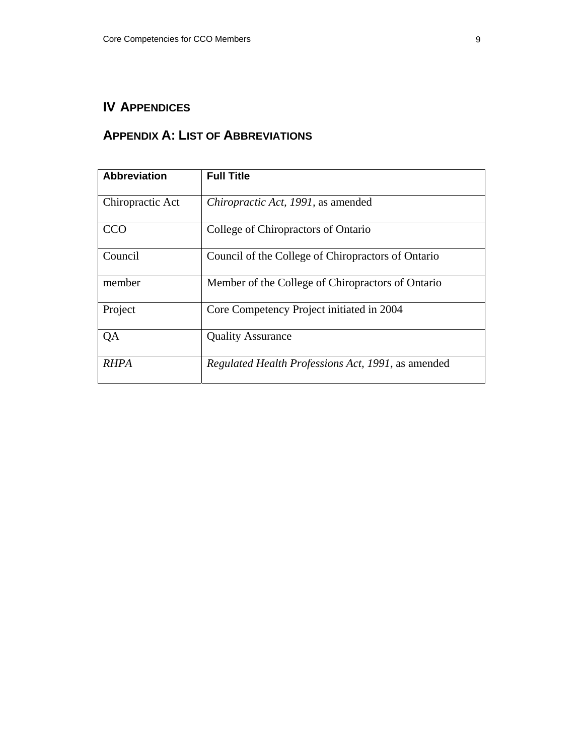# IV APPENDICES

## APPENDIX A: LIST OF ABBREVIATIONS

| **Abbreviation** | **Full Title** |
|---|---|
| Chiropractic Act | *Chiropractic Act, 1991*, as amended |
| CCO | College of Chiropractors of Ontario |
| Council | Council of the College of Chiropractors of Ontario |
| member | Member of the College of Chiropractors of Ontario |
| Project | Core Competency Project initiated in 2004 |
| QA | Quality Assurance |
| *RHPA* | *Regulated Health Professions Act, 1991*, as amended |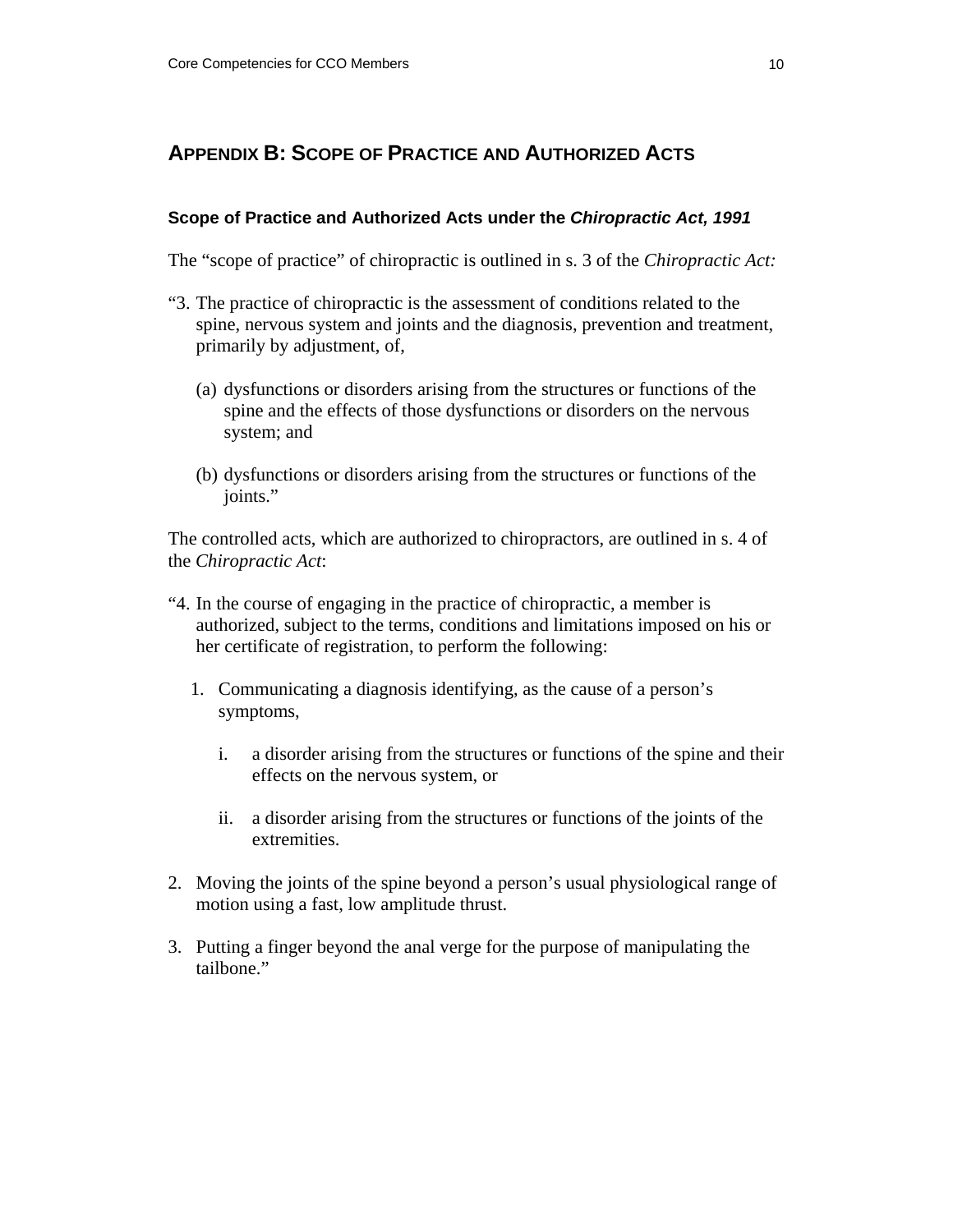## Appendix B: Scope of Practice and Authorized Acts

### Scope of Practice and Authorized Acts under the *Chiropractic Act, 1991*

The "scope of practice" of chiropractic is outlined in s. 3 of the *Chiropractic Act:*

"3. The practice of chiropractic is the assessment of conditions related to the spine, nervous system and joints and the diagnosis, prevention and treatment, primarily by adjustment, of,

   (a) dysfunctions or disorders arising from the structures or functions of the spine and the effects of those dysfunctions or disorders on the nervous system; and

   (b) dysfunctions or disorders arising from the structures or functions of the joints."

The controlled acts, which are authorized to chiropractors, are outlined in s. 4 of the *Chiropractic Act*:

"4. In the course of engaging in the practice of chiropractic, a member is authorized, subject to the terms, conditions and limitations imposed on his or her certificate of registration, to perform the following:

   1. Communicating a diagnosis identifying, as the cause of a person's symptoms,

      i. a disorder arising from the structures or functions of the spine and their effects on the nervous system, or

      ii. a disorder arising from the structures or functions of the joints of the extremities.

   2. Moving the joints of the spine beyond a person's usual physiological range of motion using a fast, low amplitude thrust.

   3. Putting a finger beyond the anal verge for the purpose of manipulating the tailbone."